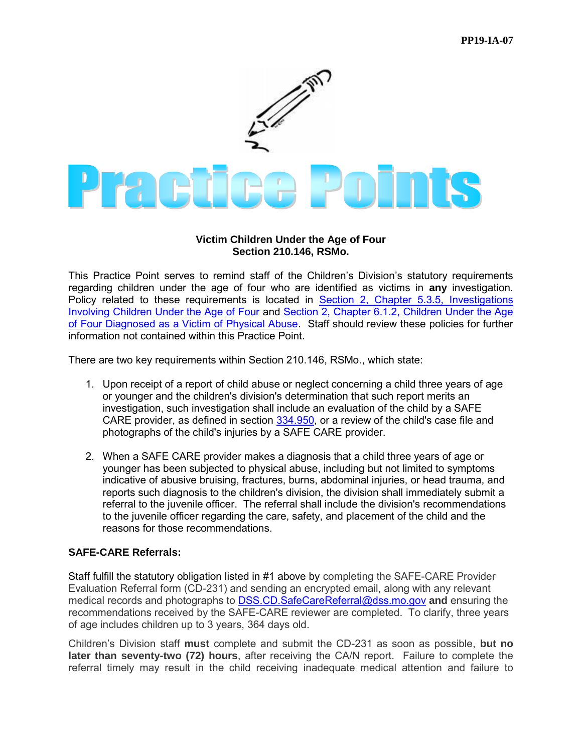PP19-IA-07

# Practice Points

**Victim Children Under the Age of Four**
**Section 210.146, RSMo.**

This Practice Point serves to remind staff of the Children's Division's statutory requirements regarding children under the age of four who are identified as victims in **any** investigation. Policy related to these requirements is located in Section 2, Chapter 5.3.5, Investigations Involving Children Under the Age of Four and Section 2, Chapter 6.1.2, Children Under the Age of Four Diagnosed as a Victim of Physical Abuse. Staff should review these policies for further information not contained within this Practice Point.

There are two key requirements within Section 210.146, RSMo., which state:

1. Upon receipt of a report of child abuse or neglect concerning a child three years of age or younger and the children's division's determination that such report merits an investigation, such investigation shall include an evaluation of the child by a SAFE CARE provider, as defined in section 334.950, or a review of the child's case file and photographs of the child's injuries by a SAFE CARE provider.

2. When a SAFE CARE provider makes a diagnosis that a child three years of age or younger has been subjected to physical abuse, including but not limited to symptoms indicative of abusive bruising, fractures, burns, abdominal injuries, or head trauma, and reports such diagnosis to the children's division, the division shall immediately submit a referral to the juvenile officer. The referral shall include the division's recommendations to the juvenile officer regarding the care, safety, and placement of the child and the reasons for those recommendations.

**SAFE-CARE Referrals:**

Staff fulfill the statutory obligation listed in #1 above by completing the SAFE-CARE Provider Evaluation Referral form (CD-231) and sending an encrypted email, along with any relevant medical records and photographs to DSS.CD.SafeCareReferral@dss.mo.gov **and** ensuring the recommendations received by the SAFE-CARE reviewer are completed. To clarify, three years of age includes children up to 3 years, 364 days old.

Children's Division staff **must** complete and submit the CD-231 as soon as possible, **but no later than seventy-two (72) hours**, after receiving the CA/N report. Failure to complete the referral timely may result in the child receiving inadequate medical attention and failure to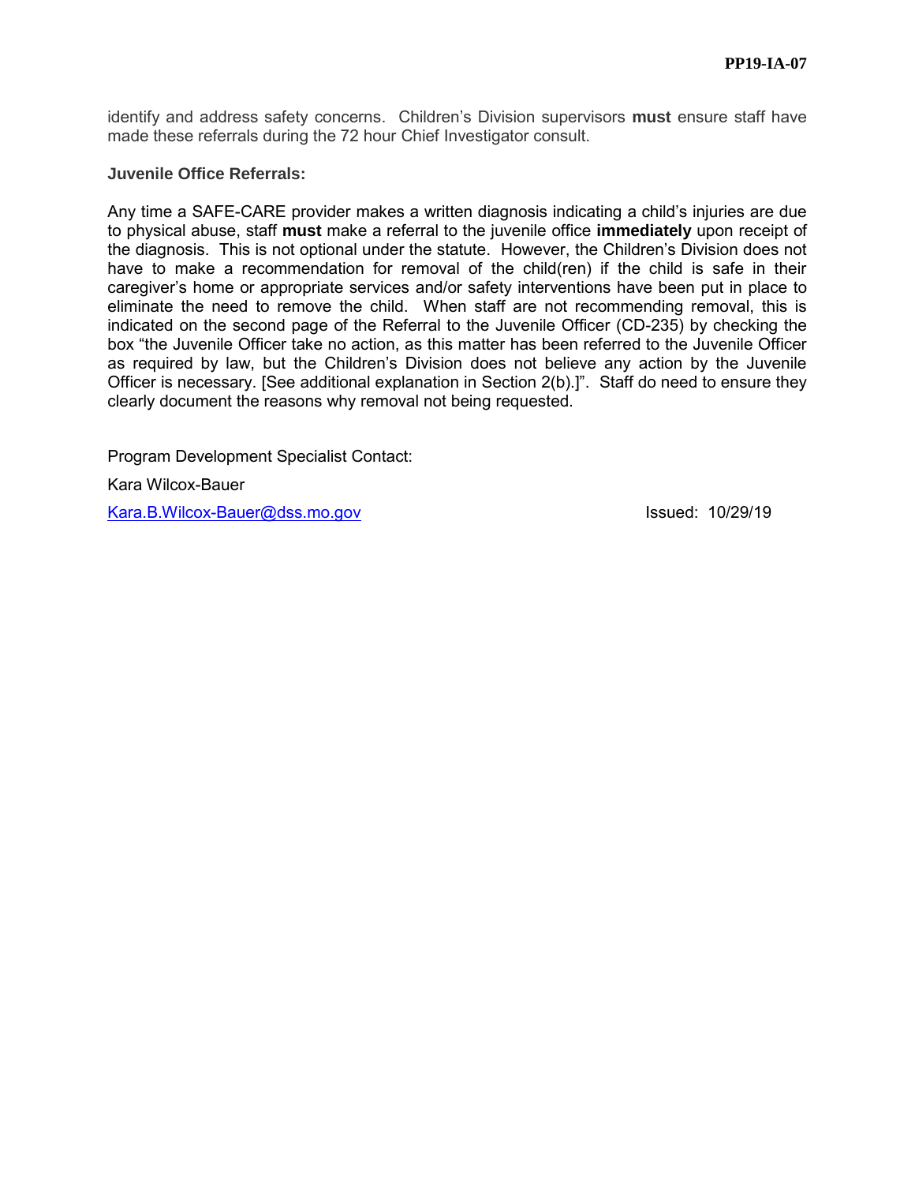identify and address safety concerns. Children's Division supervisors **must** ensure staff have made these referrals during the 72 hour Chief Investigator consult.

**Juvenile Office Referrals:**

Any time a SAFE-CARE provider makes a written diagnosis indicating a child's injuries are due to physical abuse, staff **must** make a referral to the juvenile office **immediately** upon receipt of the diagnosis. This is not optional under the statute. However, the Children's Division does not have to make a recommendation for removal of the child(ren) if the child is safe in their caregiver's home or appropriate services and/or safety interventions have been put in place to eliminate the need to remove the child. When staff are not recommending removal, this is indicated on the second page of the Referral to the Juvenile Officer (CD-235) by checking the box "the Juvenile Officer take no action, as this matter has been referred to the Juvenile Officer as required by law, but the Children's Division does not believe any action by the Juvenile Officer is necessary. [See additional explanation in Section 2(b).]". Staff do need to ensure they clearly document the reasons why removal not being requested.

Program Development Specialist Contact:

Kara Wilcox-Bauer

Kara.B.Wilcox-Bauer@dss.mo.gov

Issued: 10/29/19